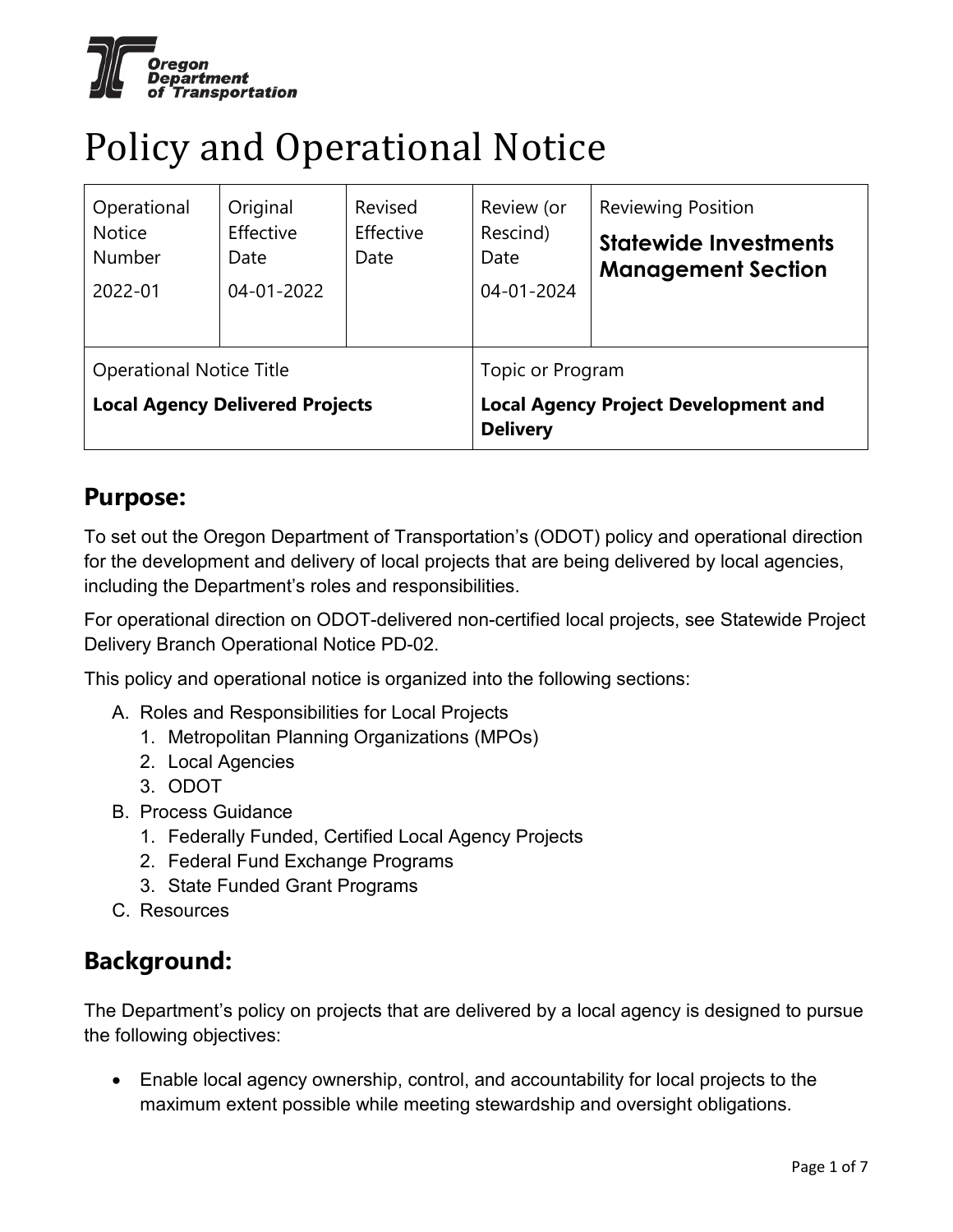Oregon Department of Transportation

# Policy and Operational Notice

| Operational Notice Number | Original Effective Date | Revised Effective Date | Review (or Rescind) Date | Reviewing Position |
| --- | --- | --- | --- | --- |
| 2022-01 | 04-01-2022 | | 04-01-2024 | **Statewide Investments Management Section** |
| Operational Notice Title | | | Topic or Program | |
| **Local Agency Delivered Projects** | | | **Local Agency Project Development and Delivery** | |

## Purpose:

To set out the Oregon Department of Transportation's (ODOT) policy and operational direction for the development and delivery of local projects that are being delivered by local agencies, including the Department's roles and responsibilities.

For operational direction on ODOT-delivered non-certified local projects, see Statewide Project Delivery Branch Operational Notice PD-02.

This policy and operational notice is organized into the following sections:

A. Roles and Responsibilities for Local Projects
   1. Metropolitan Planning Organizations (MPOs)
   2. Local Agencies
   3. ODOT
B. Process Guidance
   1. Federally Funded, Certified Local Agency Projects
   2. Federal Fund Exchange Programs
   3. State Funded Grant Programs
C. Resources

## Background:

The Department's policy on projects that are delivered by a local agency is designed to pursue the following objectives:

- Enable local agency ownership, control, and accountability for local projects to the maximum extent possible while meeting stewardship and oversight obligations.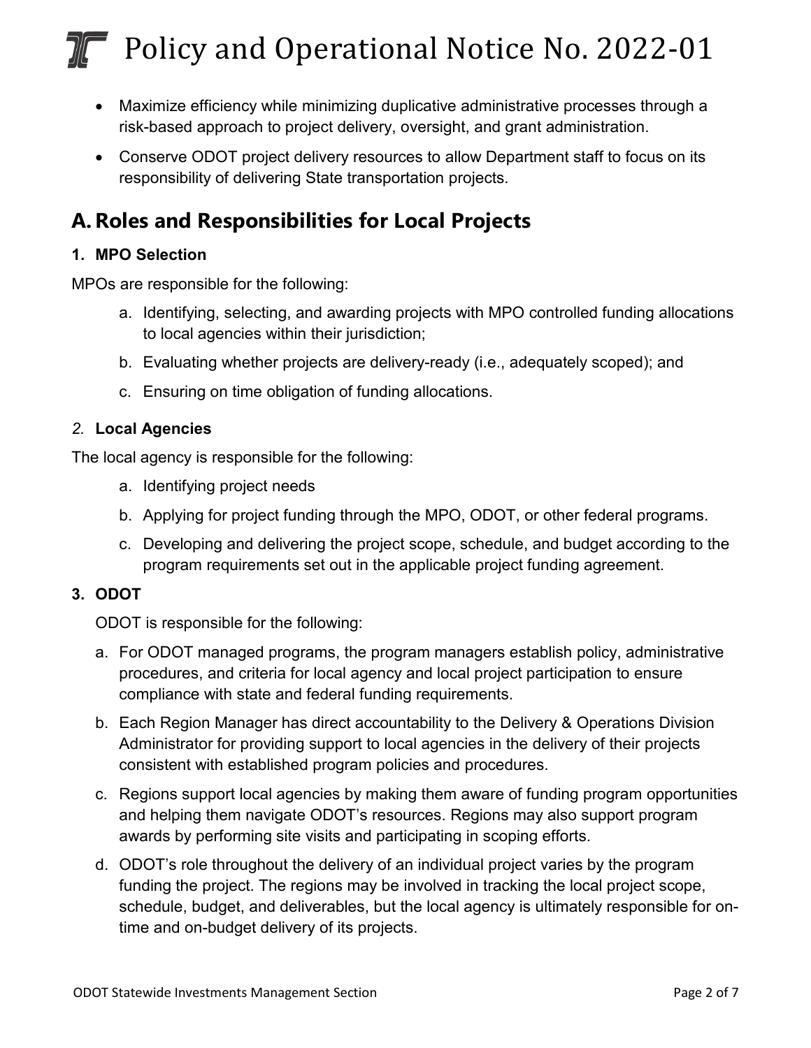- Maximize efficiency while minimizing duplicative administrative processes through a risk-based approach to project delivery, oversight, and grant administration.
- Conserve ODOT project delivery resources to allow Department staff to focus on its responsibility of delivering State transportation projects.

## A. Roles and Responsibilities for Local Projects

### 1. MPO Selection

MPOs are responsible for the following:

a. Identifying, selecting, and awarding projects with MPO controlled funding allocations to local agencies within their jurisdiction;

b. Evaluating whether projects are delivery-ready (i.e., adequately scoped); and

c. Ensuring on time obligation of funding allocations.

### *2.* Local Agencies

The local agency is responsible for the following:

a. Identifying project needs

b. Applying for project funding through the MPO, ODOT, or other federal programs.

c. Developing and delivering the project scope, schedule, and budget according to the program requirements set out in the applicable project funding agreement.

### 3. ODOT

ODOT is responsible for the following:

a. For ODOT managed programs, the program managers establish policy, administrative procedures, and criteria for local agency and local project participation to ensure compliance with state and federal funding requirements.

b. Each Region Manager has direct accountability to the Delivery & Operations Division Administrator for providing support to local agencies in the delivery of their projects consistent with established program policies and procedures.

c. Regions support local agencies by making them aware of funding program opportunities and helping them navigate ODOT's resources. Regions may also support program awards by performing site visits and participating in scoping efforts.

d. ODOT's role throughout the delivery of an individual project varies by the program funding the project. The regions may be involved in tracking the local project scope, schedule, budget, and deliverables, but the local agency is ultimately responsible for on-time and on-budget delivery of its projects.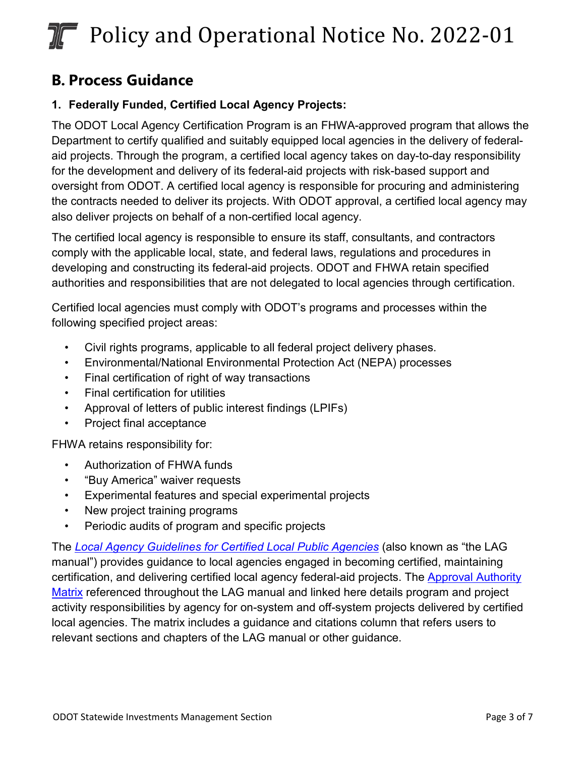## B. Process Guidance

### 1. Federally Funded, Certified Local Agency Projects:

The ODOT Local Agency Certification Program is an FHWA-approved program that allows the Department to certify qualified and suitably equipped local agencies in the delivery of federal-aid projects. Through the program, a certified local agency takes on day-to-day responsibility for the development and delivery of its federal-aid projects with risk-based support and oversight from ODOT. A certified local agency is responsible for procuring and administering the contracts needed to deliver its projects. With ODOT approval, a certified local agency may also deliver projects on behalf of a non-certified local agency.

The certified local agency is responsible to ensure its staff, consultants, and contractors comply with the applicable local, state, and federal laws, regulations and procedures in developing and constructing its federal-aid projects. ODOT and FHWA retain specified authorities and responsibilities that are not delegated to local agencies through certification.

Certified local agencies must comply with ODOT's programs and processes within the following specified project areas:

- Civil rights programs, applicable to all federal project delivery phases.
- Environmental/National Environmental Protection Act (NEPA) processes
- Final certification of right of way transactions
- Final certification for utilities
- Approval of letters of public interest findings (LPIFs)
- Project final acceptance

FHWA retains responsibility for:

- Authorization of FHWA funds
- "Buy America" waiver requests
- Experimental features and special experimental projects
- New project training programs
- Periodic audits of program and specific projects

The *Local Agency Guidelines for Certified Local Public Agencies* (also known as "the LAG manual") provides guidance to local agencies engaged in becoming certified, maintaining certification, and delivering certified local agency federal-aid projects. The Approval Authority Matrix referenced throughout the LAG manual and linked here details program and project activity responsibilities by agency for on-system and off-system projects delivered by certified local agencies. The matrix includes a guidance and citations column that refers users to relevant sections and chapters of the LAG manual or other guidance.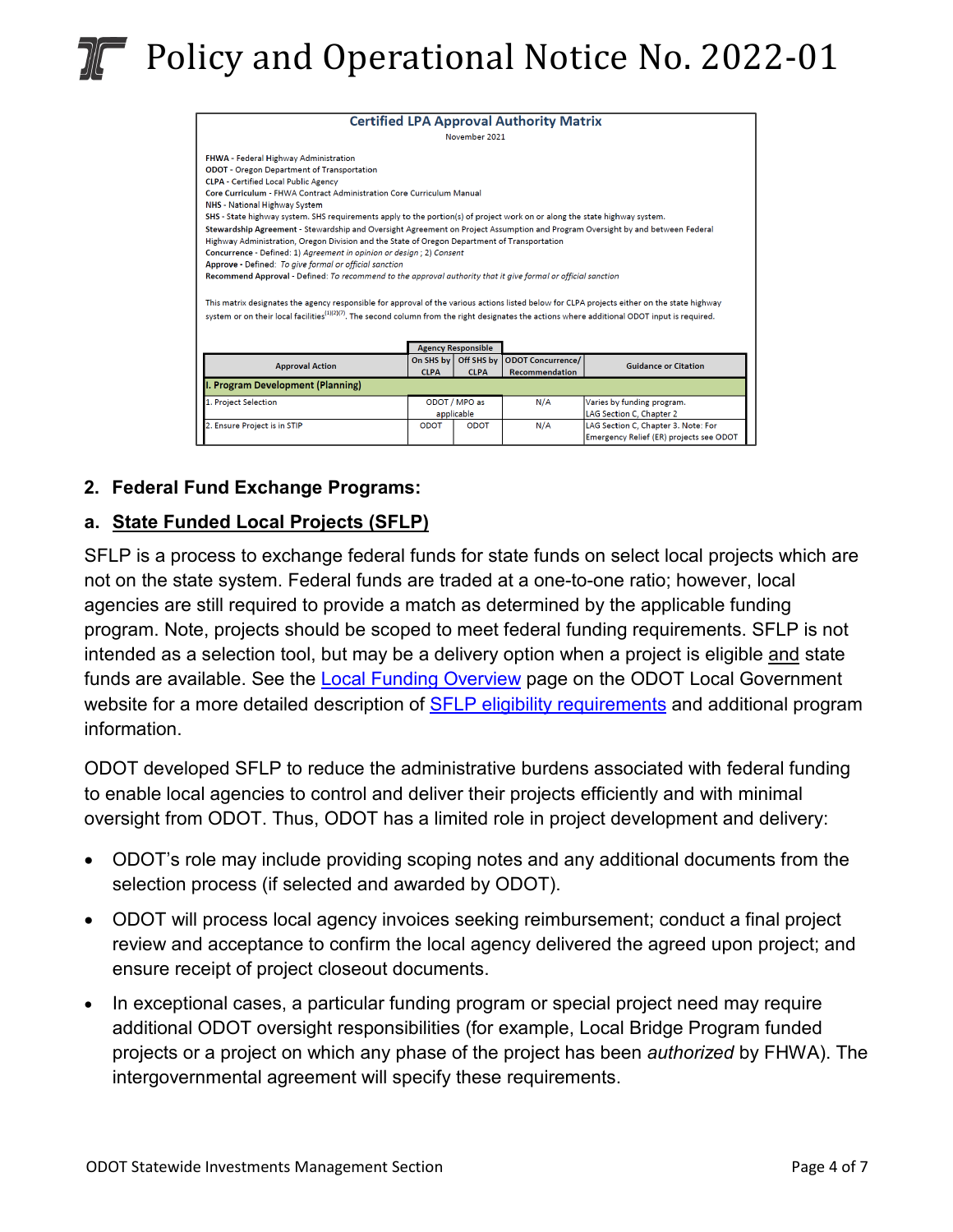# Policy and Operational Notice No. 2022-01

**Certified LPA Approval Authority Matrix**

November 2021

**FHWA** - Federal Highway Administration
**ODOT** - Oregon Department of Transportation
**CLPA** - Certified Local Public Agency
**Core Curriculum** - FHWA Contract Administration Core Curriculum Manual
**NHS** - National Highway System
**SHS** - State highway system. SHS requirements apply to the portion(s) of project work on or along the state highway system.
**Stewardship Agreement** - Stewardship and Oversight Agreement on Project Assumption and Program Oversight by and between Federal Highway Administration, Oregon Division and the State of Oregon Department of Transportation
**Concurrence** - Defined: 1) *Agreement in opinion or design*; 2) *Consent*
**Approve** - Defined: *To give formal or official sanction*
**Recommend Approval** - Defined: *To recommend to the approval authority that it give formal or official sanction*

This matrix designates the agency responsible for approval of the various actions listed below for CLPA projects either on the state highway system or on their local facilities[1][2][7]. The second column from the right designates the actions where additional ODOT input is required.

| Approval Action | Agency Responsible | | ODOT Concurrence/ Recommendation | Guidance or Citation |
|---|---|---|---|---|
| | On SHS by CLPA | Off SHS by CLPA | | |
| **I. Program Development (Planning)** | | | | |
| 1. Project Selection | ODOT / MPO as applicable | | N/A | Varies by funding program. LAG Section C, Chapter 2 |
| 2. Ensure Project is in STIP | ODOT | ODOT | N/A | LAG Section C, Chapter 3. Note: For Emergency Relief (ER) projects see ODOT |

**2. Federal Fund Exchange Programs:**

**a. State Funded Local Projects (SFLP)**

SFLP is a process to exchange federal funds for state funds on select local projects which are not on the state system. Federal funds are traded at a one-to-one ratio; however, local agencies are still required to provide a match as determined by the applicable funding program. Note, projects should be scoped to meet federal funding requirements. SFLP is not intended as a selection tool, but may be a delivery option when a project is eligible and state funds are available. See the Local Funding Overview page on the ODOT Local Government website for a more detailed description of SFLP eligibility requirements and additional program information.

ODOT developed SFLP to reduce the administrative burdens associated with federal funding to enable local agencies to control and deliver their projects efficiently and with minimal oversight from ODOT. Thus, ODOT has a limited role in project development and delivery:

- ODOT's role may include providing scoping notes and any additional documents from the selection process (if selected and awarded by ODOT).
- ODOT will process local agency invoices seeking reimbursement; conduct a final project review and acceptance to confirm the local agency delivered the agreed upon project; and ensure receipt of project closeout documents.
- In exceptional cases, a particular funding program or special project need may require additional ODOT oversight responsibilities (for example, Local Bridge Program funded projects or a project on which any phase of the project has been *authorized* by FHWA). The intergovernmental agreement will specify these requirements.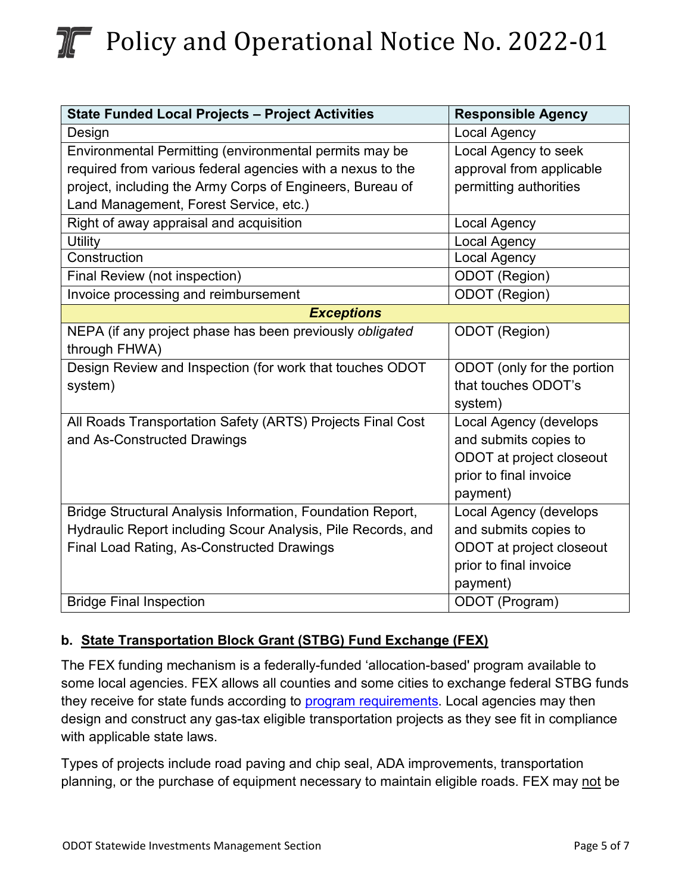| State Funded Local Projects – Project Activities | Responsible Agency |
|---|---|
| Design | Local Agency |
| Environmental Permitting (environmental permits may be required from various federal agencies with a nexus to the project, including the Army Corps of Engineers, Bureau of Land Management, Forest Service, etc.) | Local Agency to seek approval from applicable permitting authorities |
| Right of away appraisal and acquisition | Local Agency |
| Utility | Local Agency |
| Construction | Local Agency |
| Final Review (not inspection) | ODOT (Region) |
| Invoice processing and reimbursement | ODOT (Region) |
| ***Exceptions*** | |
| NEPA (if any project phase has been previously *obligated* through FHWA) | ODOT (Region) |
| Design Review and Inspection (for work that touches ODOT system) | ODOT (only for the portion that touches ODOT's system) |
| All Roads Transportation Safety (ARTS) Projects Final Cost and As-Constructed Drawings | Local Agency (develops and submits copies to ODOT at project closeout prior to final invoice payment) |
| Bridge Structural Analysis Information, Foundation Report, Hydraulic Report including Scour Analysis, Pile Records, and Final Load Rating, As-Constructed Drawings | Local Agency (develops and submits copies to ODOT at project closeout prior to final invoice payment) |
| Bridge Final Inspection | ODOT (Program) |

**b. State Transportation Block Grant (STBG) Fund Exchange (FEX)**

The FEX funding mechanism is a federally-funded 'allocation-based' program available to some local agencies. FEX allows all counties and some cities to exchange federal STBG funds they receive for state funds according to program requirements. Local agencies may then design and construct any gas-tax eligible transportation projects as they see fit in compliance with applicable state laws.

Types of projects include road paving and chip seal, ADA improvements, transportation planning, or the purchase of equipment necessary to maintain eligible roads. FEX may not be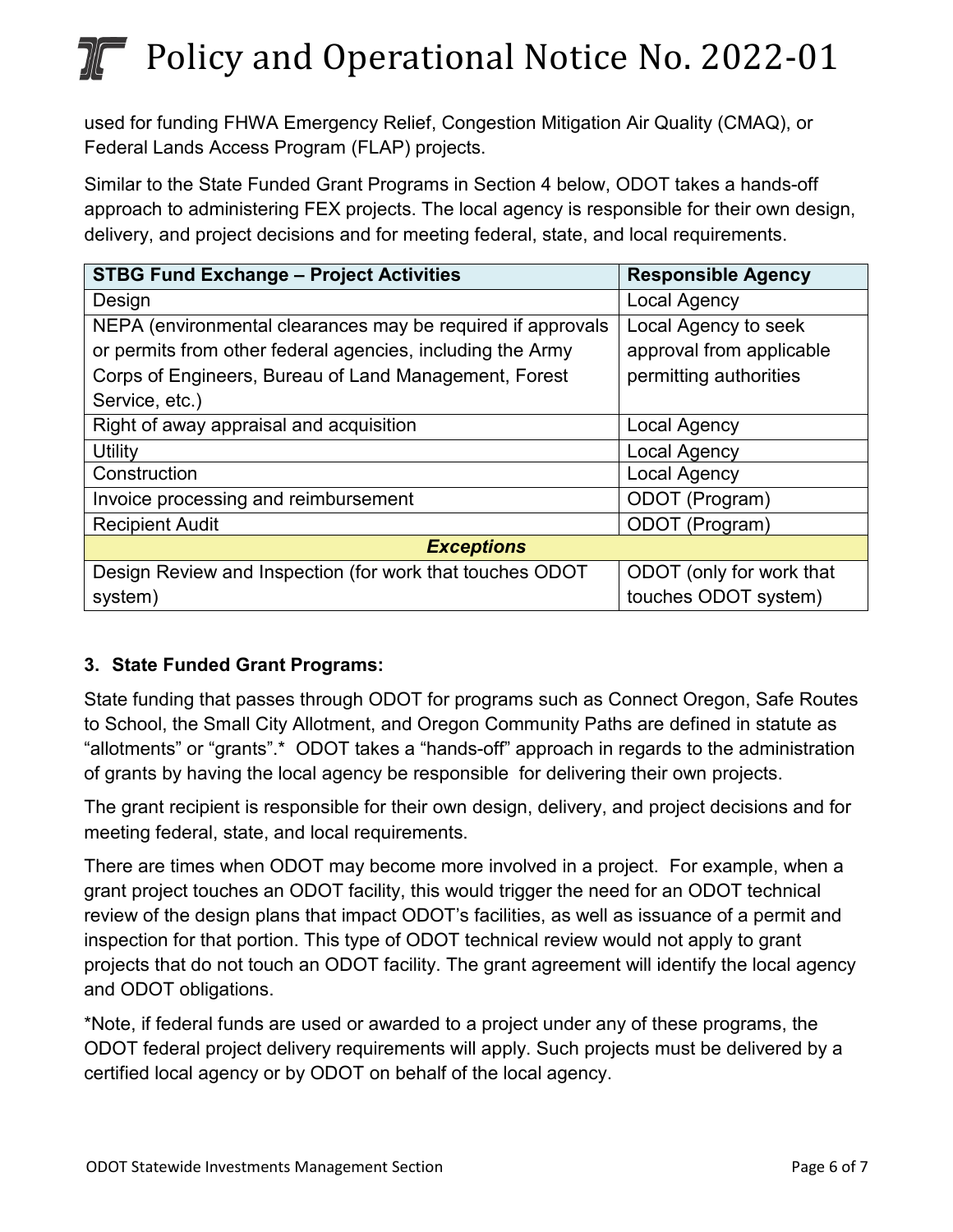used for funding FHWA Emergency Relief, Congestion Mitigation Air Quality (CMAQ), or Federal Lands Access Program (FLAP) projects.

Similar to the State Funded Grant Programs in Section 4 below, ODOT takes a hands-off approach to administering FEX projects. The local agency is responsible for their own design, delivery, and project decisions and for meeting federal, state, and local requirements.

| STBG Fund Exchange – Project Activities | Responsible Agency |
|---|---|
| Design | Local Agency |
| NEPA (environmental clearances may be required if approvals or permits from other federal agencies, including the Army Corps of Engineers, Bureau of Land Management, Forest Service, etc.) | Local Agency to seek approval from applicable permitting authorities |
| Right of away appraisal and acquisition | Local Agency |
| Utility | Local Agency |
| Construction | Local Agency |
| Invoice processing and reimbursement | ODOT (Program) |
| Recipient Audit | ODOT (Program) |
| ***Exceptions*** | |
| Design Review and Inspection (for work that touches ODOT system) | ODOT (only for work that touches ODOT system) |

### 3. State Funded Grant Programs:

State funding that passes through ODOT for programs such as Connect Oregon, Safe Routes to School, the Small City Allotment, and Oregon Community Paths are defined in statute as "allotments" or "grants".* ODOT takes a "hands-off" approach in regards to the administration of grants by having the local agency be responsible for delivering their own projects.

The grant recipient is responsible for their own design, delivery, and project decisions and for meeting federal, state, and local requirements.

There are times when ODOT may become more involved in a project. For example, when a grant project touches an ODOT facility, this would trigger the need for an ODOT technical review of the design plans that impact ODOT's facilities, as well as issuance of a permit and inspection for that portion. This type of ODOT technical review would not apply to grant projects that do not touch an ODOT facility. The grant agreement will identify the local agency and ODOT obligations.

*Note, if federal funds are used or awarded to a project under any of these programs, the ODOT federal project delivery requirements will apply. Such projects must be delivered by a certified local agency or by ODOT on behalf of the local agency.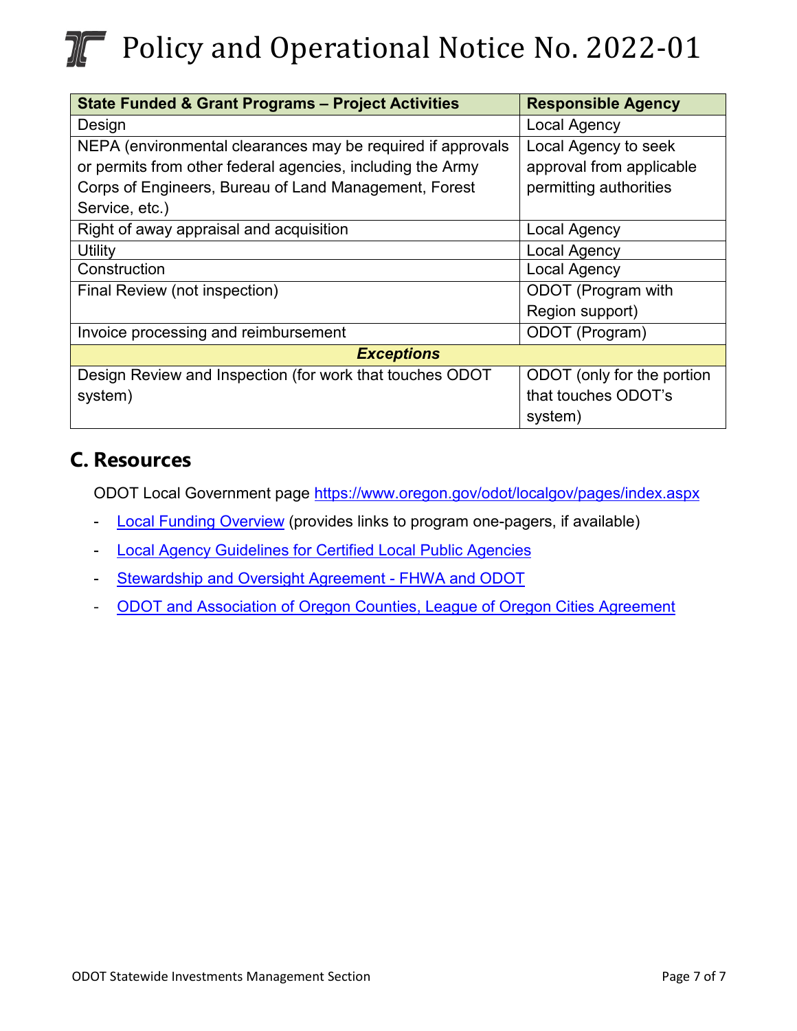| State Funded & Grant Programs – Project Activities | Responsible Agency |
|---|---|
| Design | Local Agency |
| NEPA (environmental clearances may be required if approvals or permits from other federal agencies, including the Army Corps of Engineers, Bureau of Land Management, Forest Service, etc.) | Local Agency to seek approval from applicable permitting authorities |
| Right of away appraisal and acquisition | Local Agency |
| Utility | Local Agency |
| Construction | Local Agency |
| Final Review (not inspection) | ODOT (Program with Region support) |
| Invoice processing and reimbursement | ODOT (Program) |
| ***Exceptions*** | |
| Design Review and Inspection (for work that touches ODOT system) | ODOT (only for the portion that touches ODOT's system) |

## C. Resources

ODOT Local Government page https://www.oregon.gov/odot/localgov/pages/index.aspx

- Local Funding Overview (provides links to program one-pagers, if available)
- Local Agency Guidelines for Certified Local Public Agencies
- Stewardship and Oversight Agreement - FHWA and ODOT
- ODOT and Association of Oregon Counties, League of Oregon Cities Agreement